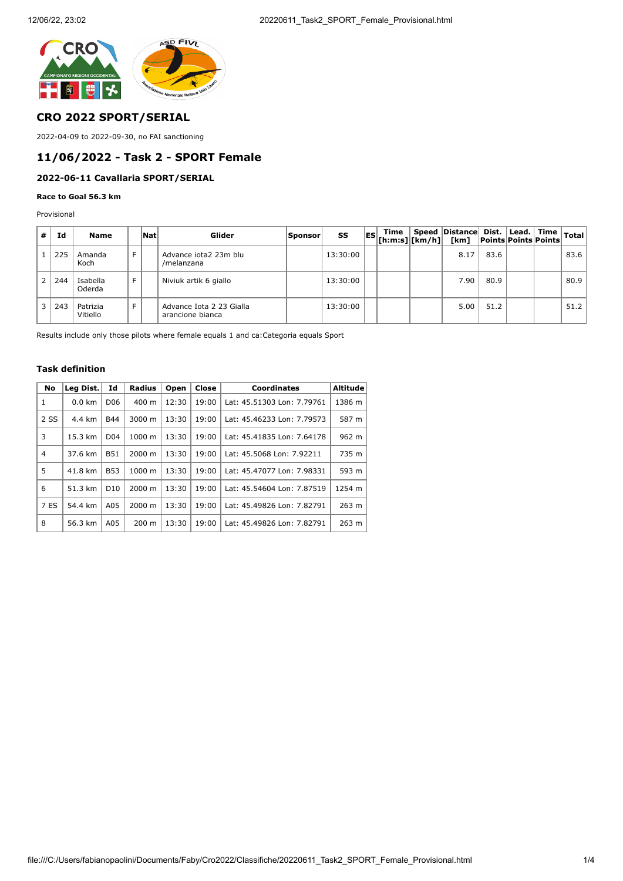## CRO 2022 SPORT/SERIAL

2022-04-09 to 2022-09-30, no FAI sanctioning

## 11/06/2022 - Task 2 - SPORT Female

### 2022-06-11 Cavallaria SPORT/SERIAL

#### Race to Goal 56.3 km

Provisional

| # | Id | Name | | Nat | Glider | Sponsor | SS | ES | Time [h:m:s] | Speed [km/h] | Distance [km] | Dist. Points | Lead. Points | Time Points | Total |
|---|---|---|---|---|---|---|---|---|---|---|---|---|---|---|---|
| 1 | 225 | Amanda Koch | F | | Advance iota2 23m blu /melanzana | | 13:30:00 | | | | 8.17 | 83.6 | | | 83.6 |
| 2 | 244 | Isabella Oderda | F | | Niviuk artik 6 giallo | | 13:30:00 | | | | 7.90 | 80.9 | | | 80.9 |
| 3 | 243 | Patrizia Vitiello | F | | Advance Iota 2 23 Gialla arancione bianca | | 13:30:00 | | | | 5.00 | 51.2 | | | 51.2 |

Results include only those pilots where female equals 1 and ca:Categoria equals Sport

#### Task definition

| No | Leg Dist. | Id | Radius | Open | Close | Coordinates | Altitude |
|---|---|---|---|---|---|---|---|
| 1 | 0.0 km | D06 | 400 m | 12:30 | 19:00 | Lat: 45.51303 Lon: 7.79761 | 1386 m |
| 2 SS | 4.4 km | B44 | 3000 m | 13:30 | 19:00 | Lat: 45.46233 Lon: 7.79573 | 587 m |
| 3 | 15.3 km | D04 | 1000 m | 13:30 | 19:00 | Lat: 45.41835 Lon: 7.64178 | 962 m |
| 4 | 37.6 km | B51 | 2000 m | 13:30 | 19:00 | Lat: 45.5068 Lon: 7.92211 | 735 m |
| 5 | 41.8 km | B53 | 1000 m | 13:30 | 19:00 | Lat: 45.47077 Lon: 7.98331 | 593 m |
| 6 | 51.3 km | D10 | 2000 m | 13:30 | 19:00 | Lat: 45.54604 Lon: 7.87519 | 1254 m |
| 7 ES | 54.4 km | A05 | 2000 m | 13:30 | 19:00 | Lat: 45.49826 Lon: 7.82791 | 263 m |
| 8 | 56.3 km | A05 | 200 m | 13:30 | 19:00 | Lat: 45.49826 Lon: 7.82791 | 263 m |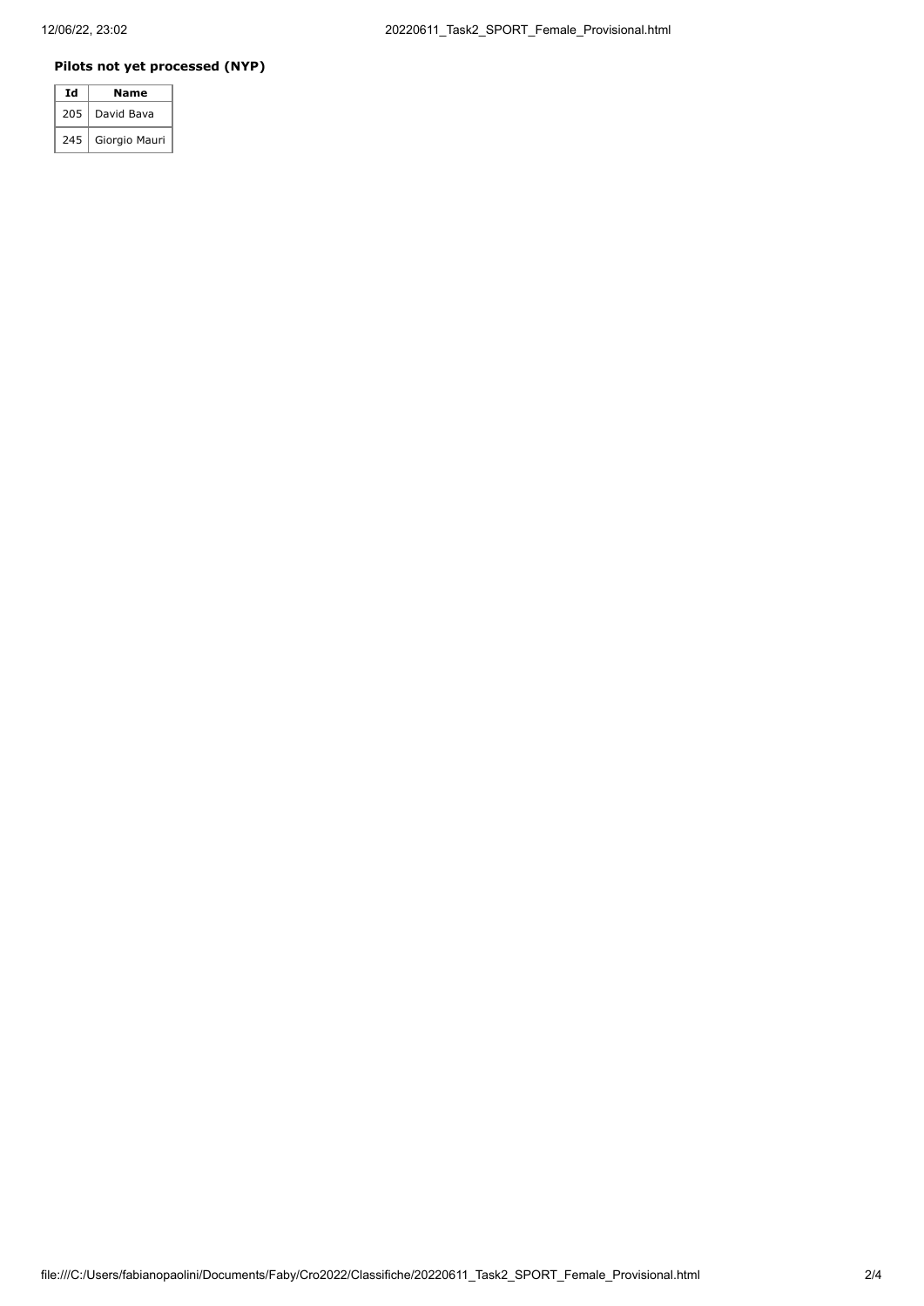**Pilots not yet processed (NYP)**

| Id | Name |
| --- | --- |
| 205 | David Bava |
| 245 | Giorgio Mauri |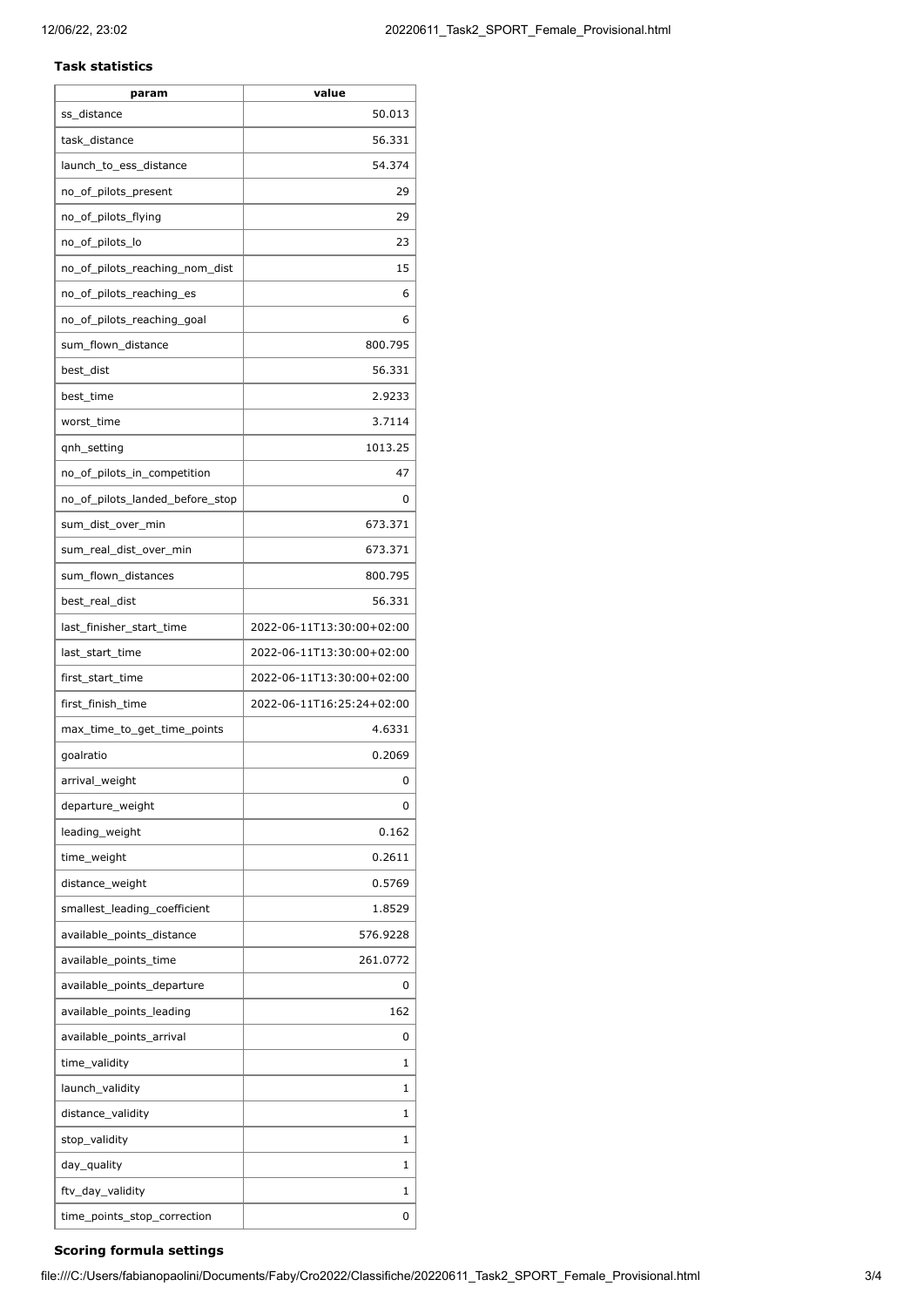**Task statistics**

| param | value |
|---|---|
| ss_distance | 50.013 |
| task_distance | 56.331 |
| launch_to_ess_distance | 54.374 |
| no_of_pilots_present | 29 |
| no_of_pilots_flying | 29 |
| no_of_pilots_lo | 23 |
| no_of_pilots_reaching_nom_dist | 15 |
| no_of_pilots_reaching_es | 6 |
| no_of_pilots_reaching_goal | 6 |
| sum_flown_distance | 800.795 |
| best_dist | 56.331 |
| best_time | 2.9233 |
| worst_time | 3.7114 |
| qnh_setting | 1013.25 |
| no_of_pilots_in_competition | 47 |
| no_of_pilots_landed_before_stop | 0 |
| sum_dist_over_min | 673.371 |
| sum_real_dist_over_min | 673.371 |
| sum_flown_distances | 800.795 |
| best_real_dist | 56.331 |
| last_finisher_start_time | 2022-06-11T13:30:00+02:00 |
| last_start_time | 2022-06-11T13:30:00+02:00 |
| first_start_time | 2022-06-11T13:30:00+02:00 |
| first_finish_time | 2022-06-11T16:25:24+02:00 |
| max_time_to_get_time_points | 4.6331 |
| goalratio | 0.2069 |
| arrival_weight | 0 |
| departure_weight | 0 |
| leading_weight | 0.162 |
| time_weight | 0.2611 |
| distance_weight | 0.5769 |
| smallest_leading_coefficient | 1.8529 |
| available_points_distance | 576.9228 |
| available_points_time | 261.0772 |
| available_points_departure | 0 |
| available_points_leading | 162 |
| available_points_arrival | 0 |
| time_validity | 1 |
| launch_validity | 1 |
| distance_validity | 1 |
| stop_validity | 1 |
| day_quality | 1 |
| ftv_day_validity | 1 |
| time_points_stop_correction | 0 |

**Scoring formula settings**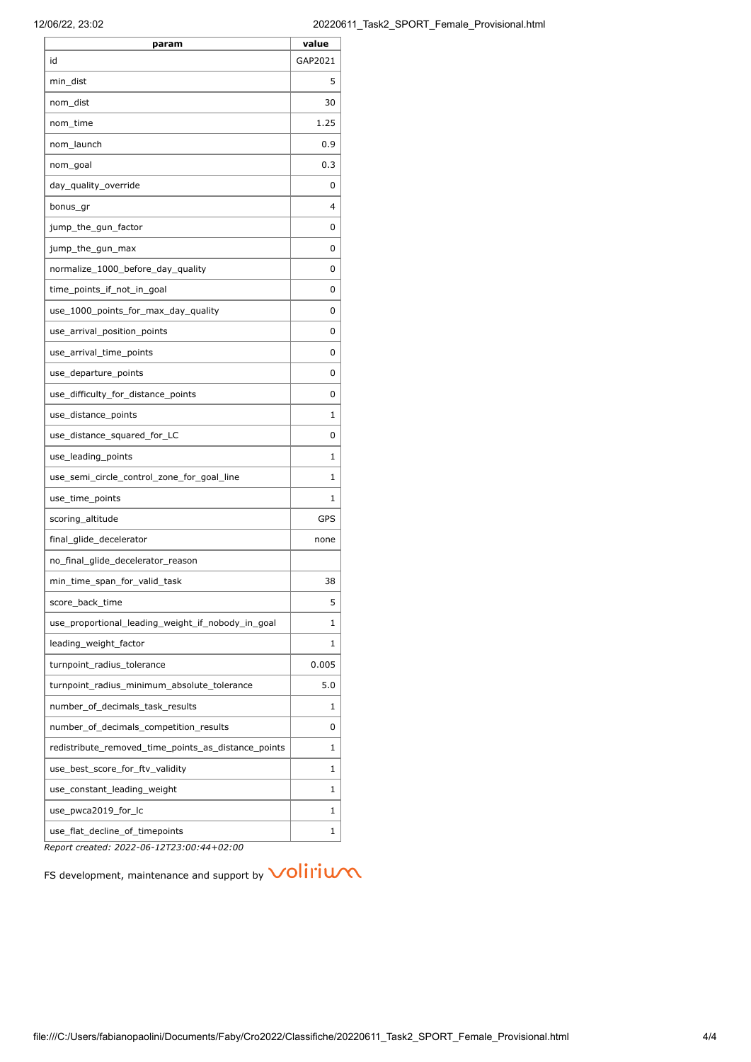| param | value |
|---|---|
| id | GAP2021 |
| min_dist | 5 |
| nom_dist | 30 |
| nom_time | 1.25 |
| nom_launch | 0.9 |
| nom_goal | 0.3 |
| day_quality_override | 0 |
| bonus_gr | 4 |
| jump_the_gun_factor | 0 |
| jump_the_gun_max | 0 |
| normalize_1000_before_day_quality | 0 |
| time_points_if_not_in_goal | 0 |
| use_1000_points_for_max_day_quality | 0 |
| use_arrival_position_points | 0 |
| use_arrival_time_points | 0 |
| use_departure_points | 0 |
| use_difficulty_for_distance_points | 0 |
| use_distance_points | 1 |
| use_distance_squared_for_LC | 0 |
| use_leading_points | 1 |
| use_semi_circle_control_zone_for_goal_line | 1 |
| use_time_points | 1 |
| scoring_altitude | GPS |
| final_glide_decelerator | none |
| no_final_glide_decelerator_reason | |
| min_time_span_for_valid_task | 38 |
| score_back_time | 5 |
| use_proportional_leading_weight_if_nobody_in_goal | 1 |
| leading_weight_factor | 1 |
| turnpoint_radius_tolerance | 0.005 |
| turnpoint_radius_minimum_absolute_tolerance | 5.0 |
| number_of_decimals_task_results | 1 |
| number_of_decimals_competition_results | 0 |
| redistribute_removed_time_points_as_distance_points | 1 |
| use_best_score_for_ftv_validity | 1 |
| use_constant_leading_weight | 1 |
| use_pwca2019_for_lc | 1 |
| use_flat_decline_of_timepoints | 1 |

*Report created: 2022-06-12T23:00:44+02:00*

FS development, maintenance and support by volirium